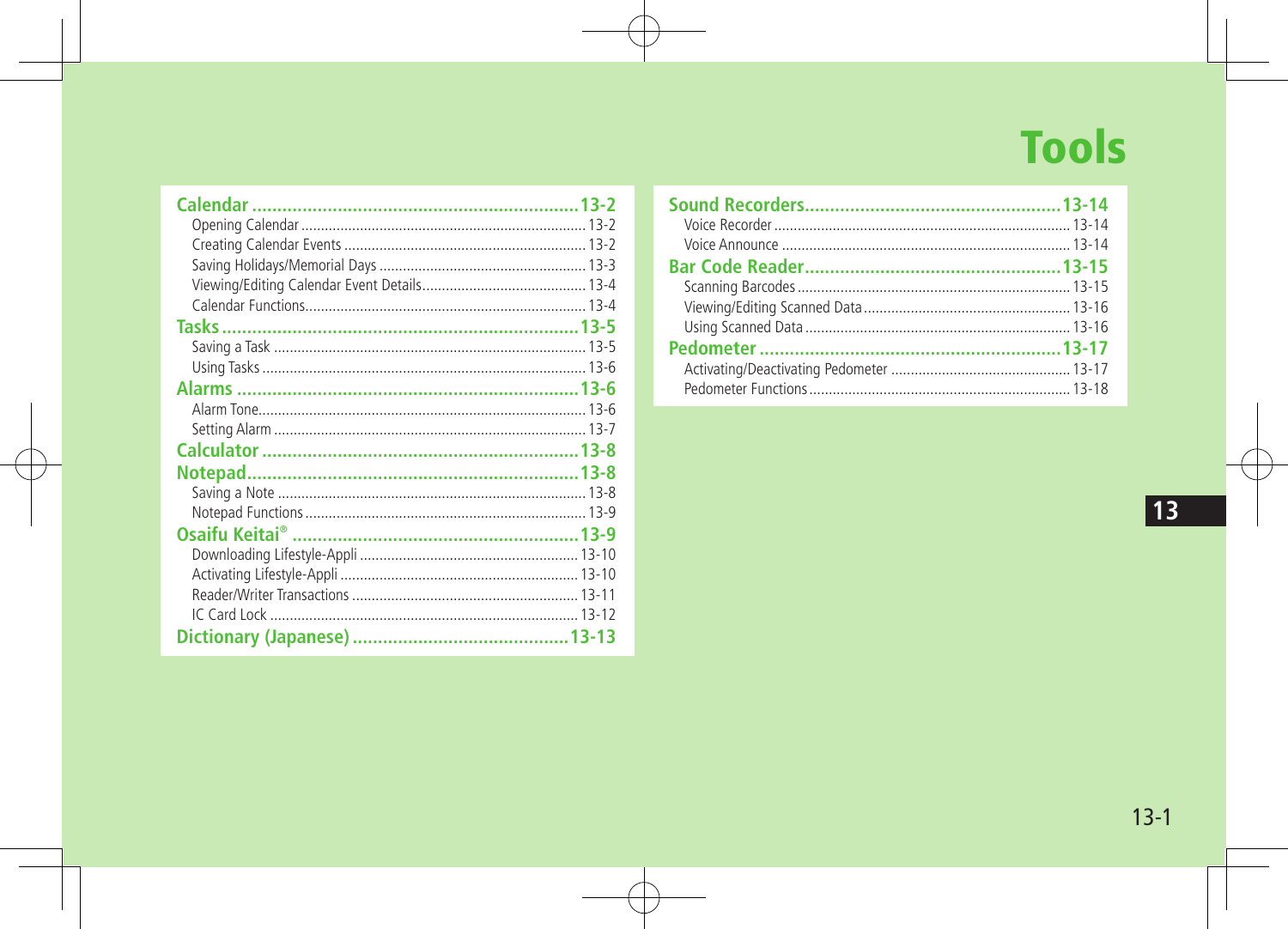# Tools

**Calendar** ........................................ 13-2
- Opening Calendar ........................................ 13-2
- Creating Calendar Events ........................................ 13-2
- Saving Holidays/Memorial Days ........................................ 13-3
- Viewing/Editing Calendar Event Details ........................................ 13-4
- Calendar Functions ........................................ 13-4

**Tasks** ........................................ 13-5
- Saving a Task ........................................ 13-5
- Using Tasks ........................................ 13-6

**Alarms** ........................................ 13-6
- Alarm Tone ........................................ 13-6
- Setting Alarm ........................................ 13-7

**Calculator** ........................................ 13-8

**Notepad** ........................................ 13-8
- Saving a Note ........................................ 13-8
- Notepad Functions ........................................ 13-9

**Osaifu Keitai®** ........................................ 13-9
- Downloading Lifestyle-Appli ........................................ 13-10
- Activating Lifestyle-Appli ........................................ 13-10
- Reader/Writer Transactions ........................................ 13-11
- IC Card Lock ........................................ 13-12

**Dictionary (Japanese)** ........................................ 13-13

**Sound Recorders** ........................................ 13-14
- Voice Recorder ........................................ 13-14
- Voice Announce ........................................ 13-14

**Bar Code Reader** ........................................ 13-15
- Scanning Barcodes ........................................ 13-15
- Viewing/Editing Scanned Data ........................................ 13-16
- Using Scanned Data ........................................ 13-16

**Pedometer** ........................................ 13-17
- Activating/Deactivating Pedometer ........................................ 13-17
- Pedometer Functions ........................................ 13-18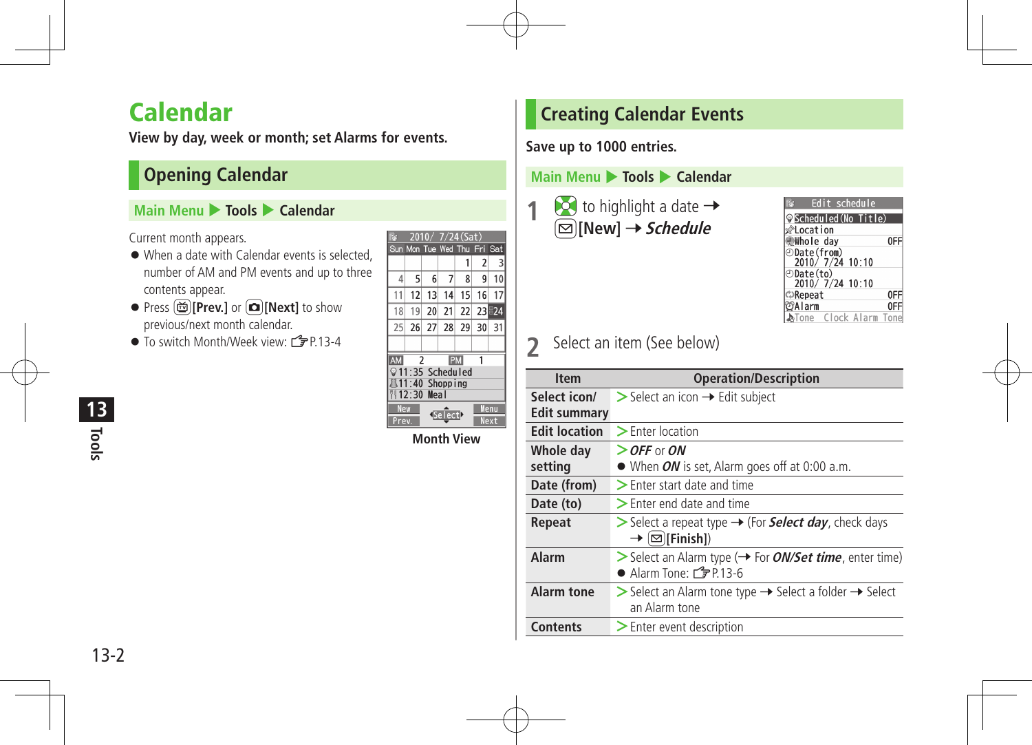# Calendar

**View by day, week or month; set Alarms for events.**

## Opening Calendar

**Main Menu ▶ Tools ▶ Calendar**

Current month appears.

- When a date with Calendar events is selected, number of AM and PM events and up to three contents appear.
- Press [Prev.] or [Next] to show previous/next month calendar.
- To switch Month/Week view: ☞P.13-4

Month View

## Creating Calendar Events

**Save up to 1000 entries.**

**Main Menu ▶ Tools ▶ Calendar**

**1** to highlight a date → **[New]** → ***Schedule***

**2** Select an item (See below)

| Item | Operation/Description |
|---|---|
| **Select icon/ Edit summary** | > Select an icon → Edit subject |
| **Edit location** | > Enter location |
| **Whole day setting** | > ***OFF*** or ***ON***<br>● When ***ON*** is set, Alarm goes off at 0:00 a.m. |
| **Date (from)** | > Enter start date and time |
| **Date (to)** | > Enter end date and time |
| **Repeat** | > Select a repeat type → (For ***Select day***, check days → **[Finish]**) |
| **Alarm** | > Select an Alarm type (→ For ***ON/Set time***, enter time)<br>● Alarm Tone: ☞P.13-6 |
| **Alarm tone** | > Select an Alarm tone type → Select a folder → Select an Alarm tone |
| **Contents** | > Enter event description |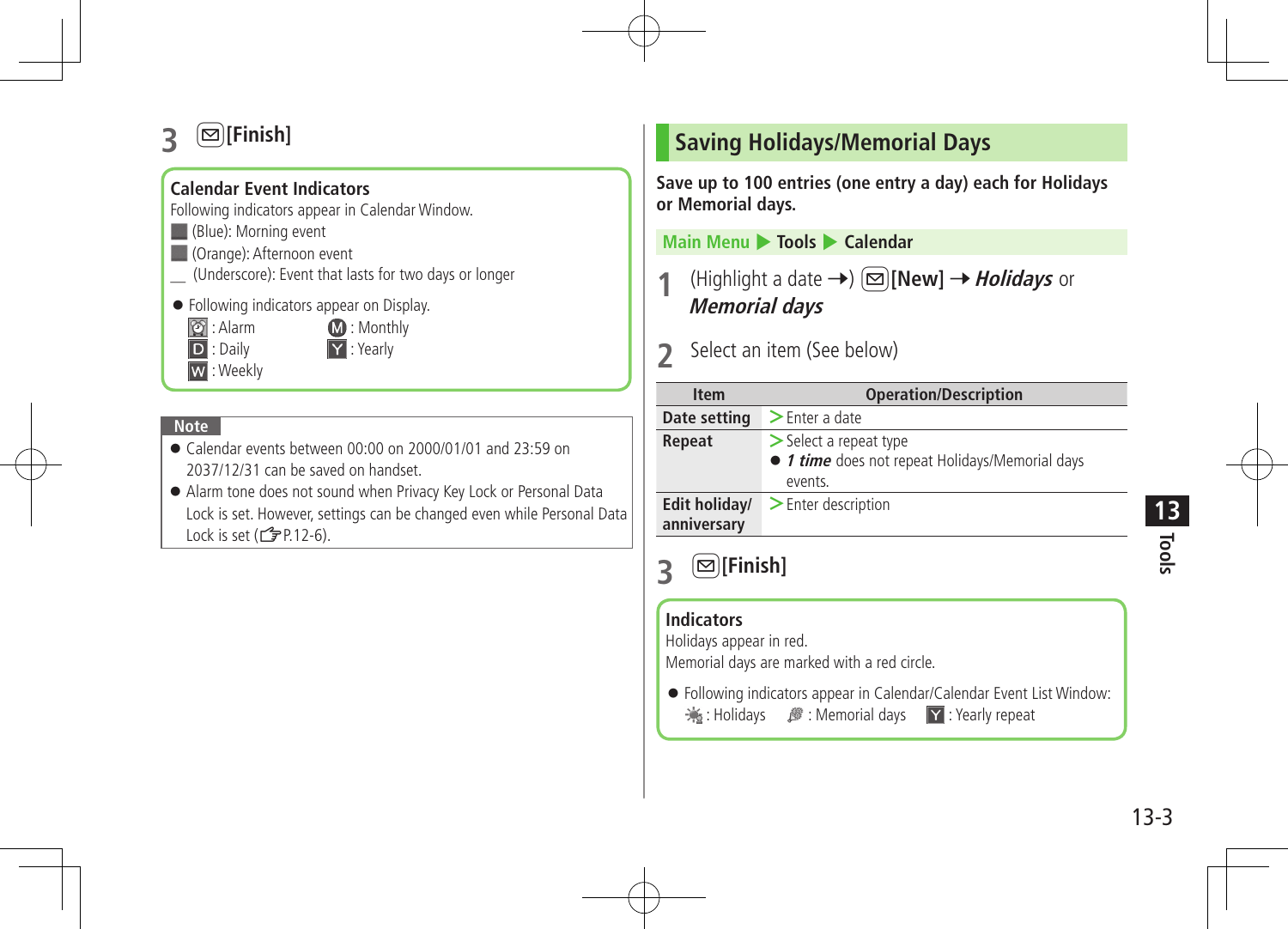3 [Finish]

**Calendar Event Indicators**

Following indicators appear in Calendar Window.

(Blue): Morning event

(Orange): Afternoon event

__ (Underscore): Event that lasts for two days or longer

- Following indicators appear on Display.

  : Alarm　　M : Monthly

  D : Daily　　Y : Yearly

  W : Weekly

**Note**

- Calendar events between 00:00 on 2000/01/01 and 23:59 on 2037/12/31 can be saved on handset.
- Alarm tone does not sound when Privacy Key Lock or Personal Data Lock is set. However, settings can be changed even while Personal Data Lock is set (☞P.12-6).

## Saving Holidays/Memorial Days

**Save up to 100 entries (one entry a day) each for Holidays or Memorial days.**

Main Menu ▶ Tools ▶ Calendar

1 (Highlight a date →) [New] → ***Holidays*** or ***Memorial days***

2 Select an item (See below)

| Item | Operation/Description |
|---|---|
| **Date setting** | > Enter a date |
| **Repeat** | > Select a repeat type<br>● ***1 time*** does not repeat Holidays/Memorial days events. |
| **Edit holiday/ anniversary** | > Enter description |

3 [Finish]

**Indicators**

Holidays appear in red.

Memorial days are marked with a red circle.

- Following indicators appear in Calendar/Calendar Event List Window:

  : Holidays　　: Memorial days　　Y : Yearly repeat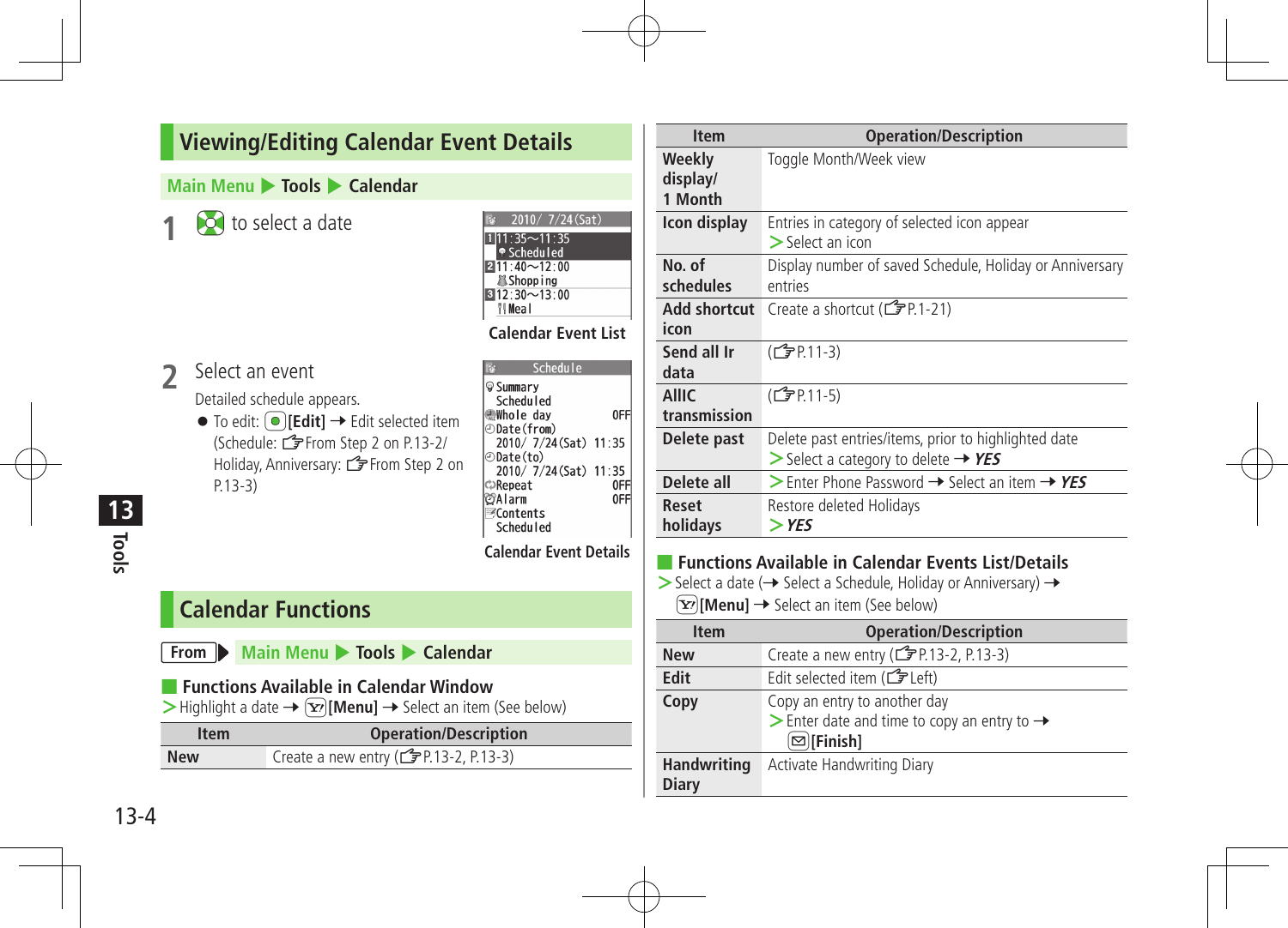## Viewing/Editing Calendar Event Details

Main Menu ▶ Tools ▶ Calendar

**1** to select a date

2010/ 7/24(Sat)
1 11:35～11:35 Scheduled
2 11:40～12:00 Shopping
3 12:30～13:00 Meal

Calendar Event List

**2** Select an event

Detailed schedule appears.

- To edit: [Edit] → Edit selected item (Schedule: ☞From Step 2 on P.13-2/ Holiday, Anniversary: ☞From Step 2 on P.13-3)

Schedule
Summary
Scheduled
Whole day OFF
Date(from)
2010/ 7/24(Sat) 11:35
Date(to)
2010/ 7/24(Sat) 11:35
Repeat OFF
Alarm OFF
Contents
Scheduled

Calendar Event Details

## Calendar Functions

From Main Menu ▶ Tools ▶ Calendar

### Functions Available in Calendar Window

> Highlight a date → [Menu] → Select an item (See below)

| Item | Operation/Description |
|---|---|
| New | Create a new entry (☞P.13-2, P.13-3) |
| Weekly display/ 1 Month | Toggle Month/Week view |
| Icon display | Entries in category of selected icon appear<br>> Select an icon |
| No. of schedules | Display number of saved Schedule, Holiday or Anniversary entries |
| Add shortcut icon | Create a shortcut (☞P.1-21) |
| Send all Ir data | (☞P.11-3) |
| AllIC transmission | (☞P.11-5) |
| Delete past | Delete past entries/items, prior to highlighted date<br>> Select a category to delete → *YES* |
| Delete all | > Enter Phone Password → Select an item → *YES* |
| Reset holidays | Restore deleted Holidays<br>> *YES* |

### Functions Available in Calendar Events List/Details

> Select a date (→ Select a Schedule, Holiday or Anniversary) → [Menu] → Select an item (See below)

| Item | Operation/Description |
|---|---|
| New | Create a new entry (☞P.13-2, P.13-3) |
| Edit | Edit selected item (☞Left) |
| Copy | Copy an entry to another day<br>> Enter date and time to copy an entry to → [Finish] |
| Handwriting Diary | Activate Handwriting Diary |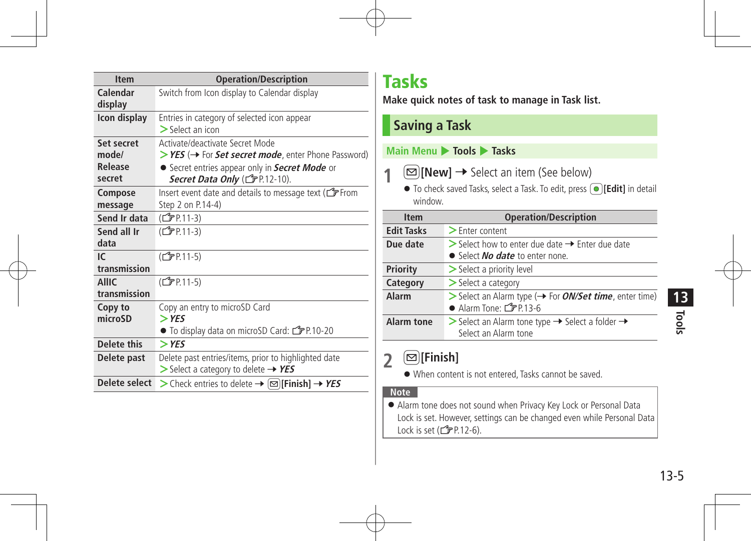| Item | Operation/Description |
|---|---|
| **Calendar display** | Switch from Icon display to Calendar display |
| **Icon display** | Entries in category of selected icon appear<br>> Select an icon |
| **Set secret mode/ Release secret** | Activate/deactivate Secret Mode<br>> ***YES*** (→ For ***Set secret mode***, enter Phone Password)<br>● Secret entries appear only in ***Secret Mode*** or ***Secret Data Only*** (☞P.12-10). |
| **Compose message** | Insert event date and details to message text (☞From Step 2 on P.14-4) |
| **Send Ir data** | (☞P.11-3) |
| **Send all Ir data** | (☞P.11-3) |
| **IC transmission** | (☞P.11-5) |
| **AllIC transmission** | (☞P.11-5) |
| **Copy to microSD** | Copy an entry to microSD Card<br>> ***YES***<br>● To display data on microSD Card: ☞P.10-20 |
| **Delete this** | > ***YES*** |
| **Delete past** | Delete past entries/items, prior to highlighted date<br>> Select a category to delete → ***YES*** |
| **Delete select** | > Check entries to delete → ✉**[Finish]** → ***YES*** |

# Tasks

**Make quick notes of task to manage in Task list.**

## Saving a Task

**Main Menu ▶ Tools ▶ Tasks**

**1** ✉**[New]** → Select an item (See below)

● To check saved Tasks, select a Task. To edit, press ●**[Edit]** in detail window.

| Item | Operation/Description |
|---|---|
| **Edit Tasks** | > Enter content |
| **Due date** | > Select how to enter due date → Enter due date<br>● Select ***No date*** to enter none. |
| **Priority** | > Select a priority level |
| **Category** | > Select a category |
| **Alarm** | > Select an Alarm type (→ For ***ON/Set time***, enter time)<br>● Alarm Tone: ☞P.13-6 |
| **Alarm tone** | > Select an Alarm tone type → Select a folder → Select an Alarm tone |

**2** ✉**[Finish]**

● When content is not entered, Tasks cannot be saved.

**Note**

● Alarm tone does not sound when Privacy Key Lock or Personal Data Lock is set. However, settings can be changed even while Personal Data Lock is set (☞P.12-6).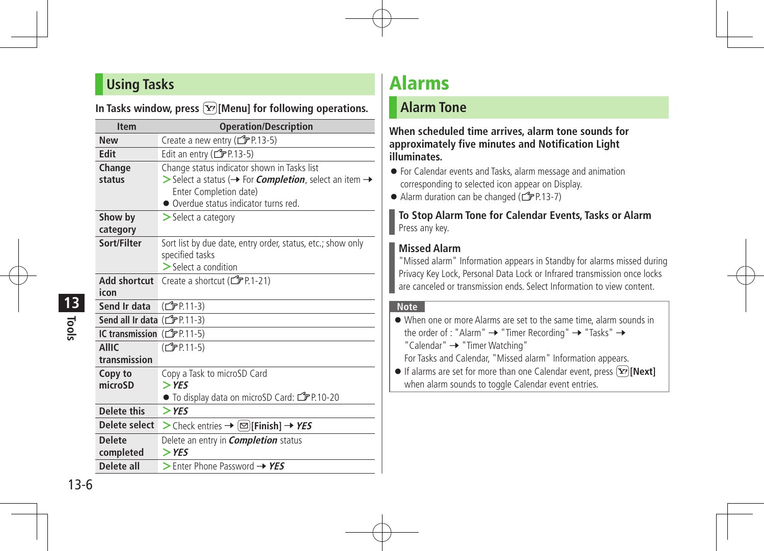## Using Tasks

**In Tasks window, press [Y!][Menu] for following operations.**

| Item | Operation/Description |
|---|---|
| **New** | Create a new entry (☞P.13-5) |
| **Edit** | Edit an entry (☞P.13-5) |
| **Change status** | Change status indicator shown in Tasks list<br>> Select a status (→ For ***Completion***, select an item → Enter Completion date)<br>● Overdue status indicator turns red. |
| **Show by category** | > Select a category |
| **Sort/Filter** | Sort list by due date, entry order, status, etc.; show only specified tasks<br>> Select a condition |
| **Add shortcut icon** | Create a shortcut (☞P.1-21) |
| **Send Ir data** | (☞P.11-3) |
| **Send all Ir data** | (☞P.11-3) |
| **IC transmission** | (☞P.11-5) |
| **AllIC transmission** | (☞P.11-5) |
| **Copy to microSD** | Copy a Task to microSD Card<br>> ***YES***<br>● To display data on microSD Card: ☞P.10-20 |
| **Delete this** | > ***YES*** |
| **Delete select** | > Check entries → [✉][Finish] → ***YES*** |
| **Delete completed** | Delete an entry in ***Completion*** status<br>> ***YES*** |
| **Delete all** | > Enter Phone Password → ***YES*** |

# Alarms

## Alarm Tone

**When scheduled time arrives, alarm tone sounds for approximately five minutes and Notification Light illuminates.**

- For Calendar events and Tasks, alarm message and animation corresponding to selected icon appear on Display.
- Alarm duration can be changed (☞P.13-7)

### To Stop Alarm Tone for Calendar Events, Tasks or Alarm

Press any key.

### Missed Alarm

"Missed alarm" Information appears in Standby for alarms missed during Privacy Key Lock, Personal Data Lock or Infrared transmission once locks are canceled or transmission ends. Select Information to view content.

**Note**

- When one or more Alarms are set to the same time, alarm sounds in the order of : "Alarm" → "Timer Recording" → "Tasks" → "Calendar" → "Timer Watching"
  For Tasks and Calendar, "Missed alarm" Information appears.
- If alarms are set for more than one Calendar event, press [Y!]**[Next]** when alarm sounds to toggle Calendar event entries.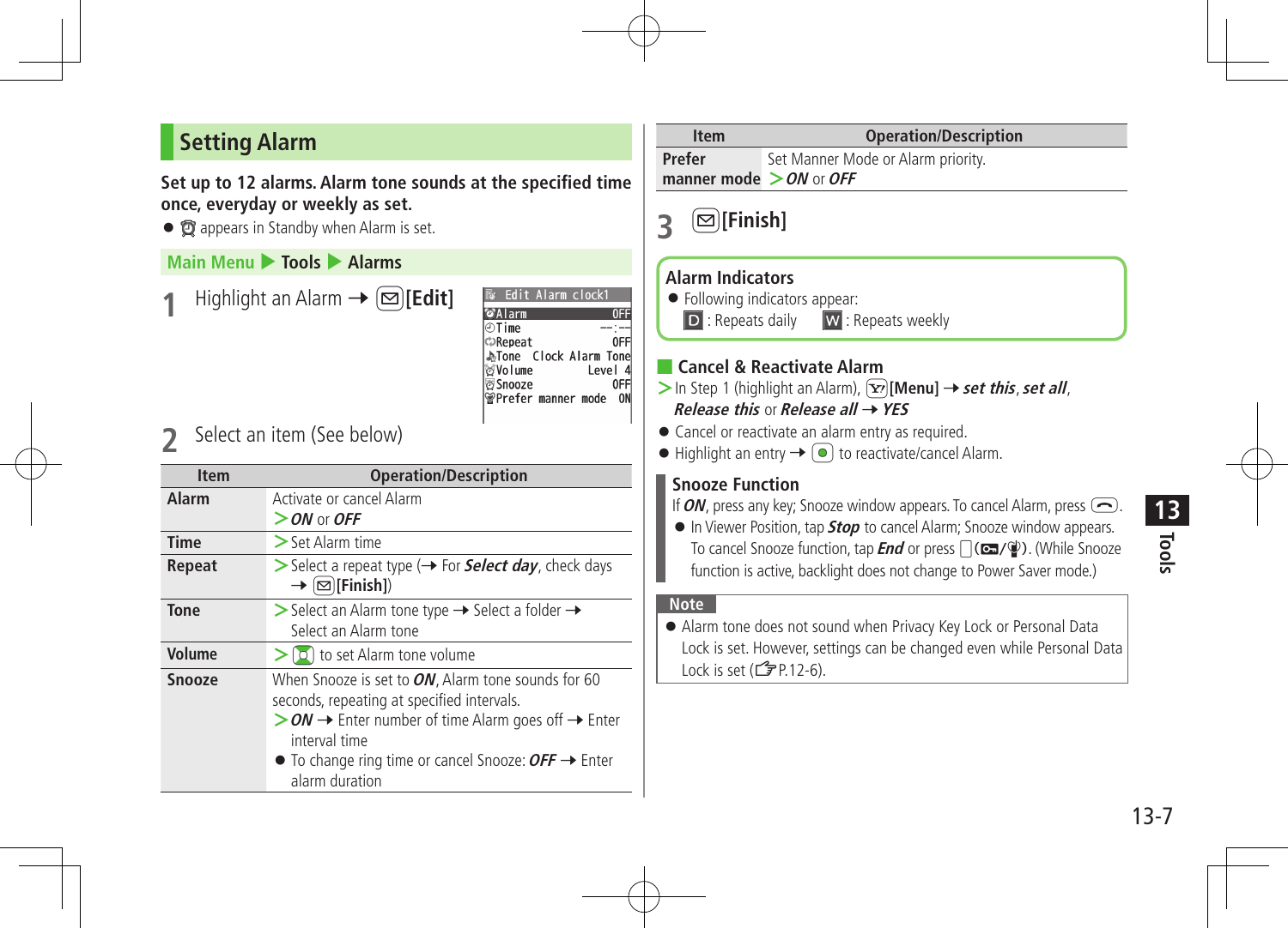## Setting Alarm

**Set up to 12 alarms. Alarm tone sounds at the specified time once, everyday or weekly as set.**

- ⏰ appears in Standby when Alarm is set.

**Main Menu ▶ Tools ▶ Alarms**

**1** Highlight an Alarm → [✉][Edit]

```
Edit Alarm clock1
Alarm                 OFF
Time                --:--
Repeat                OFF
Tone   Clock Alarm Tone
Volume            Level 4
Snooze                OFF
Prefer manner mode     ON
```

**2** Select an item (See below)

| Item | Operation/Description |
|---|---|
| **Alarm** | Activate or cancel Alarm<br>> ***ON*** or ***OFF*** |
| **Time** | > Set Alarm time |
| **Repeat** | > Select a repeat type (→ For ***Select day***, check days → [✉][Finish]) |
| **Tone** | > Select an Alarm tone type → Select a folder → Select an Alarm tone |
| **Volume** | > [◎] to set Alarm tone volume |
| **Snooze** | When Snooze is set to ***ON***, Alarm tone sounds for 60 seconds, repeating at specified intervals.<br>> ***ON*** → Enter number of time Alarm goes off → Enter interval time<br>● To change ring time or cancel Snooze: ***OFF*** → Enter alarm duration |
| **Prefer manner mode** | Set Manner Mode or Alarm priority.<br>> ***ON*** or ***OFF*** |

**3** [✉][Finish]

### Alarm Indicators

- Following indicators appear:
  D : Repeats daily  W : Repeats weekly

### Cancel & Reactivate Alarm

> In Step 1 (highlight an Alarm), [Y!][Menu] → ***set this***, ***set all***, ***Release this*** or ***Release all*** → ***YES***

- Cancel or reactivate an alarm entry as required.
- Highlight an entry → [●] to reactivate/cancel Alarm.

### Snooze Function

If ***ON***, press any key; Snooze window appears. To cancel Alarm, press [⏤].

- In Viewer Position, tap ***Stop*** to cancel Alarm; Snooze window appears. To cancel Snooze function, tap ***End*** or press [ ] ([🔑]/[🎤]). (While Snooze function is active, backlight does not change to Power Saver mode.)

**Note**

- Alarm tone does not sound when Privacy Key Lock or Personal Data Lock is set. However, settings can be changed even while Personal Data Lock is set (☞P.12-6).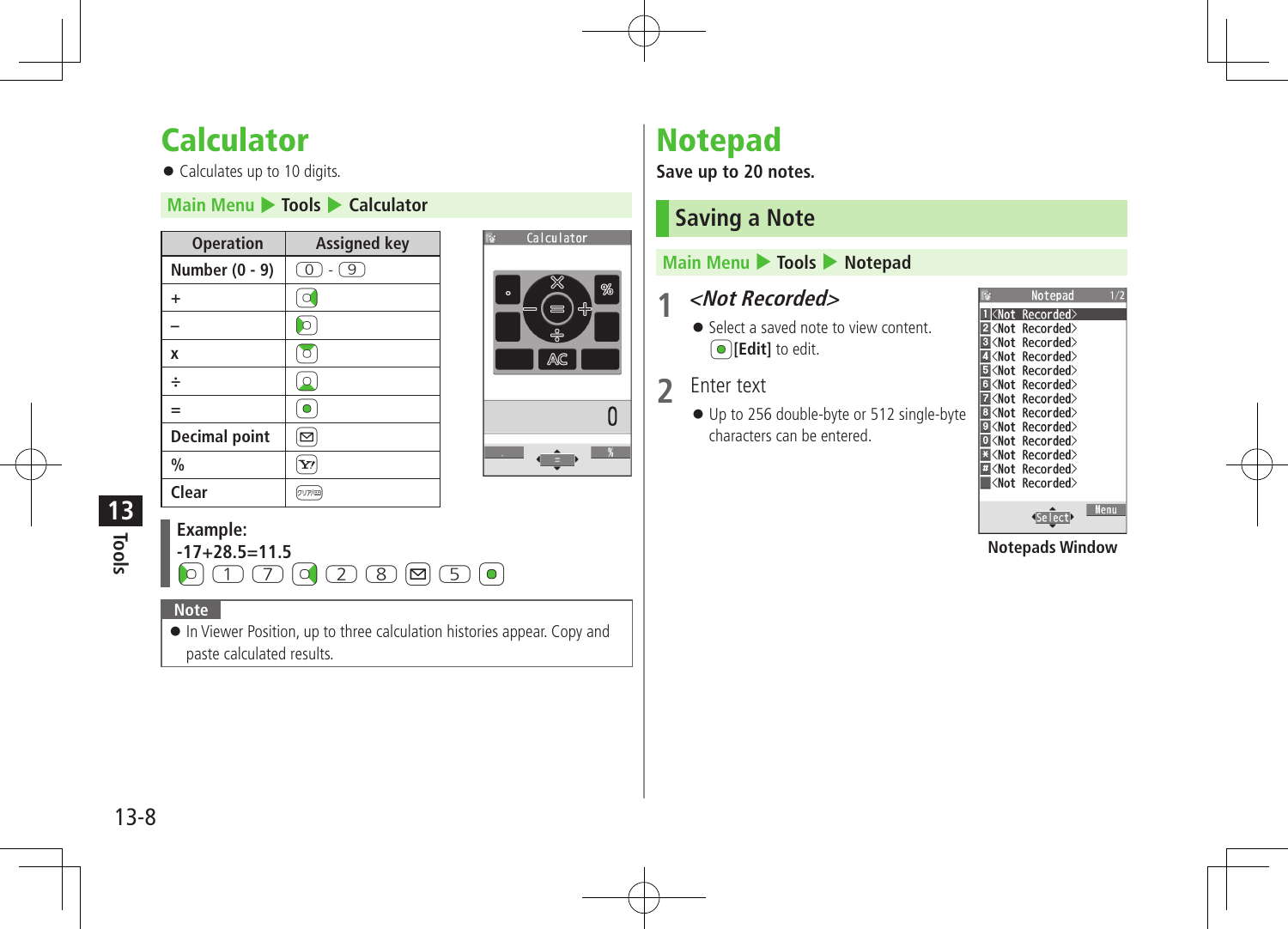# Calculator

- Calculates up to 10 digits.

**Main Menu ▶ Tools ▶ Calculator**

| Operation | Assigned key |
|---|---|
| Number (0 - 9) | 0 - 9 |
| + | |
| – | |
| x | |
| ÷ | |
| = | |
| Decimal point | |
| % | |
| Clear | |

**Example:**
**-17+28.5=11.5**
 1 7  2 8  5 

**Note**

- In Viewer Position, up to three calculation histories appear. Copy and paste calculated results.

# Notepad

**Save up to 20 notes.**

## Saving a Note

**Main Menu ▶ Tools ▶ Notepad**

**1** ***<Not Recorded>***

- Select a saved note to view content.
  **[Edit]** to edit.

**2** Enter text

- Up to 256 double-byte or 512 single-byte characters can be entered.

**Notepads Window**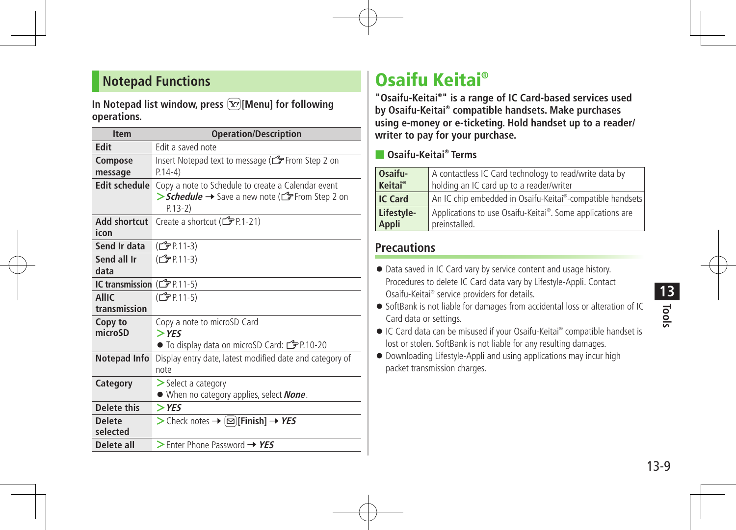## Notepad Functions

**In Notepad list window, press [Y!][Menu] for following operations.**

| Item | Operation/Description |
|---|---|
| **Edit** | Edit a saved note |
| **Compose message** | Insert Notepad text to message (☞From Step 2 on P.14-4) |
| **Edit schedule** | Copy a note to Schedule to create a Calendar event<br>> ***Schedule*** → Save a new note (☞From Step 2 on P.13-2) |
| **Add shortcut icon** | Create a shortcut (☞P.1-21) |
| **Send Ir data** | (☞P.11-3) |
| **Send all Ir data** | (☞P.11-3) |
| **IC transmission** | (☞P.11-5) |
| **AllIC transmission** | (☞P.11-5) |
| **Copy to microSD** | Copy a note to microSD Card<br>> ***YES***<br>● To display data on microSD Card: ☞P.10-20 |
| **Notepad Info** | Display entry date, latest modified date and category of note |
| **Category** | > Select a category<br>● When no category applies, select ***None***. |
| **Delete this** | > ***YES*** |
| **Delete selected** | > Check notes → [✉]**[Finish]** → ***YES*** |
| **Delete all** | > Enter Phone Password → ***YES*** |

# Osaifu Keitai®

**"Osaifu-Keitai®" is a range of IC Card-based services used by Osaifu-Keitai® compatible handsets. Make purchases using e-money or e-ticketing. Hold handset up to a reader/writer to pay for your purchase.**

### Osaifu-Keitai® Terms

| | |
|---|---|
| **Osaifu-Keitai®** | A contactless IC Card technology to read/write data by holding an IC card up to a reader/writer |
| **IC Card** | An IC chip embedded in Osaifu-Keitai®-compatible handsets |
| **Lifestyle-Appli** | Applications to use Osaifu-Keitai®. Some applications are preinstalled. |

## Precautions

- Data saved in IC Card vary by service content and usage history. Procedures to delete IC Card data vary by Lifestyle-Appli. Contact Osaifu-Keitai® service providers for details.
- SoftBank is not liable for damages from accidental loss or alteration of IC Card data or settings.
- IC Card data can be misused if your Osaifu-Keitai® compatible handset is lost or stolen. SoftBank is not liable for any resulting damages.
- Downloading Lifestyle-Appli and using applications may incur high packet transmission charges.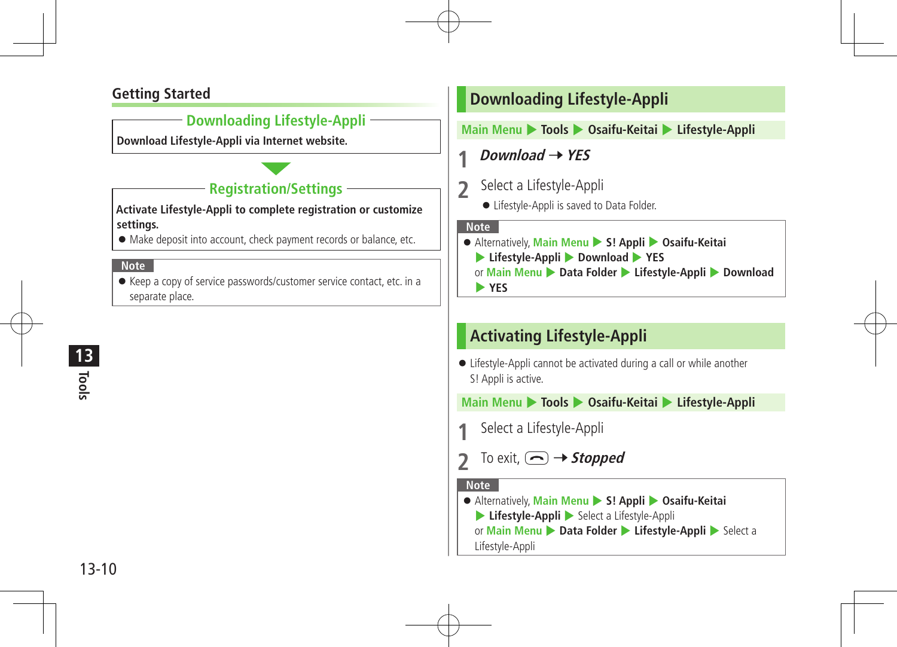## Getting Started

**Downloading Lifestyle-Appli**

**Download Lifestyle-Appli via Internet website.**

▼

**Registration/Settings**

**Activate Lifestyle-Appli to complete registration or customize settings.**

- Make deposit into account, check payment records or balance, etc.

**Note**

- Keep a copy of service passwords/customer service contact, etc. in a separate place.

## Downloading Lifestyle-Appli

Main Menu ▶ **Tools** ▶ **Osaifu-Keitai** ▶ **Lifestyle-Appli**

1. ***Download*** ➝ ***YES***
2. Select a Lifestyle-Appli
   - Lifestyle-Appli is saved to Data Folder.

**Note**

- Alternatively, Main Menu ▶ **S! Appli** ▶ **Osaifu-Keitai** ▶ **Lifestyle-Appli** ▶ **Download** ▶ **YES**
  or Main Menu ▶ **Data Folder** ▶ **Lifestyle-Appli** ▶ **Download** ▶ **YES**

## Activating Lifestyle-Appli

- Lifestyle-Appli cannot be activated during a call or while another S! Appli is active.

Main Menu ▶ **Tools** ▶ **Osaifu-Keitai** ▶ **Lifestyle-Appli**

1. Select a Lifestyle-Appli
2. To exit, (end key) ➝ ***Stopped***

**Note**

- Alternatively, Main Menu ▶ **S! Appli** ▶ **Osaifu-Keitai** ▶ **Lifestyle-Appli** ▶ Select a Lifestyle-Appli
  or Main Menu ▶ **Data Folder** ▶ **Lifestyle-Appli** ▶ Select a Lifestyle-Appli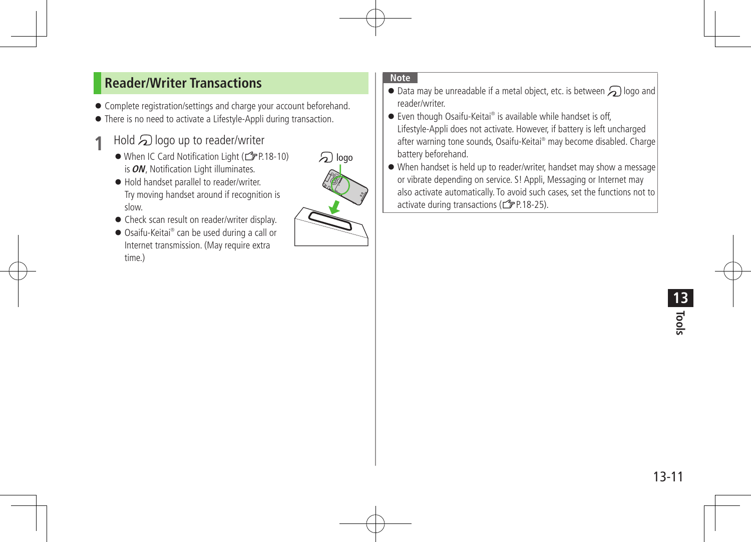## Reader/Writer Transactions

- Complete registration/settings and charge your account beforehand.
- There is no need to activate a Lifestyle-Appli during transaction.

**1** Hold logo up to reader/writer

- When IC Card Notification Light (☞P.18-10) is ***ON***, Notification Light illuminates.
- Hold handset parallel to reader/writer. Try moving handset around if recognition is slow.
- Check scan result on reader/writer display.
- Osaifu-Keitai® can be used during a call or Internet transmission. (May require extra time.)

**Note**

- Data may be unreadable if a metal object, etc. is between logo and reader/writer.
- Even though Osaifu-Keitai® is available while handset is off, Lifestyle-Appli does not activate. However, if battery is left uncharged after warning tone sounds, Osaifu-Keitai® may become disabled. Charge battery beforehand.
- When handset is held up to reader/writer, handset may show a message or vibrate depending on service. S! Appli, Messaging or Internet may also activate automatically. To avoid such cases, set the functions not to activate during transactions (☞P.18-25).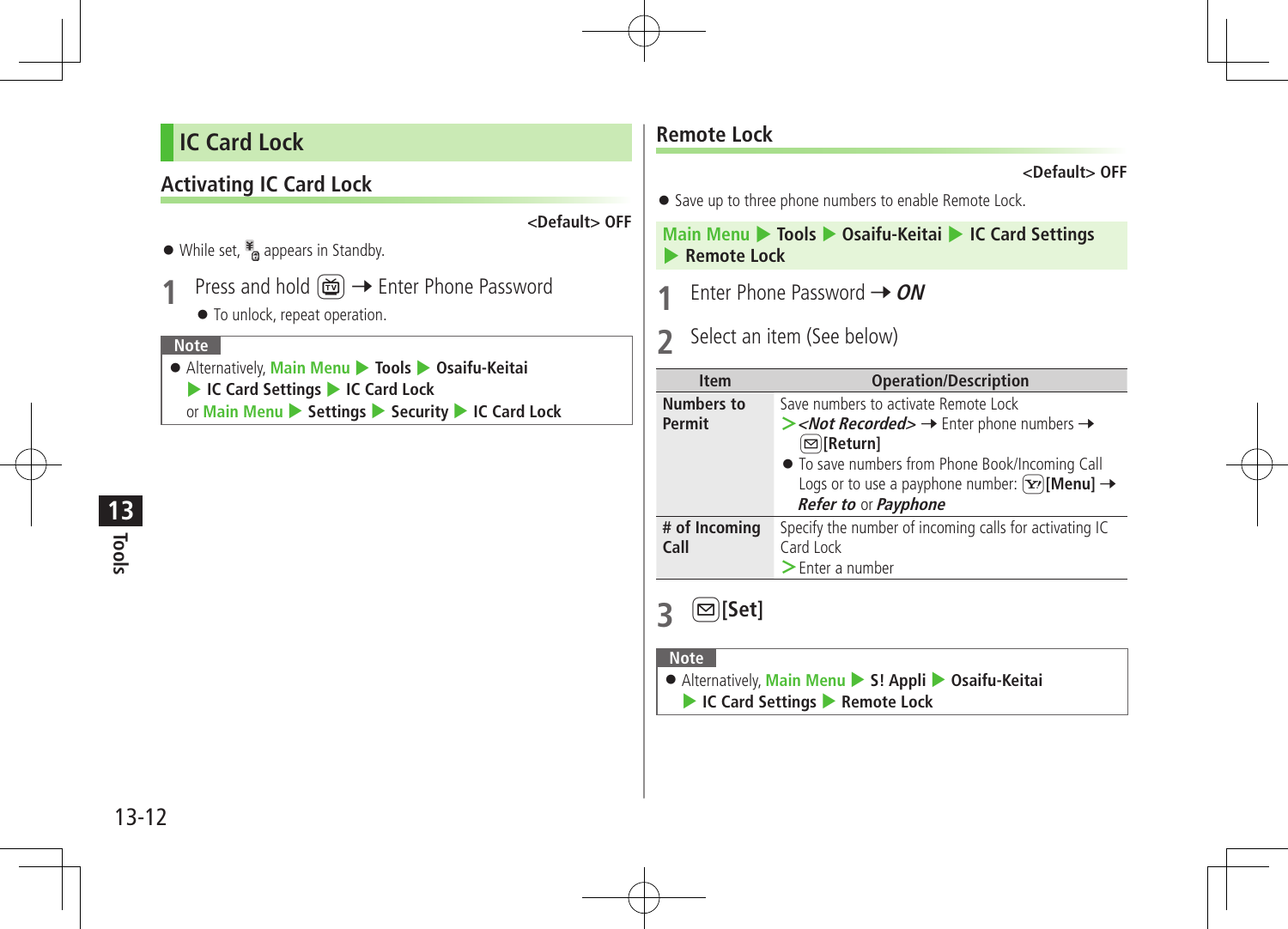# IC Card Lock

## Activating IC Card Lock

<Default> OFF

- While set, appears in Standby.

**1** Press and hold ➝ Enter Phone Password

- To unlock, repeat operation.

**Note**

- Alternatively, Main Menu ▶ Tools ▶ Osaifu-Keitai ▶ IC Card Settings ▶ IC Card Lock or Main Menu ▶ Settings ▶ Security ▶ IC Card Lock

## Remote Lock

<Default> OFF

- Save up to three phone numbers to enable Remote Lock.

Main Menu ▶ Tools ▶ Osaifu-Keitai ▶ IC Card Settings ▶ Remote Lock

**1** Enter Phone Password ➝ ***ON***

**2** Select an item (See below)

| Item | Operation/Description |
| --- | --- |
| Numbers to Permit | Save numbers to activate Remote Lock<br>> *<Not Recorded>* ➝ Enter phone numbers ➝ [Return]<br>● To save numbers from Phone Book/Incoming Call Logs or to use a payphone number: [Menu] ➝ ***Refer to*** or ***Payphone*** |
| # of Incoming Call | Specify the number of incoming calls for activating IC Card Lock<br>> Enter a number |

**3** [Set]

**Note**

- Alternatively, Main Menu ▶ S! Appli ▶ Osaifu-Keitai ▶ IC Card Settings ▶ Remote Lock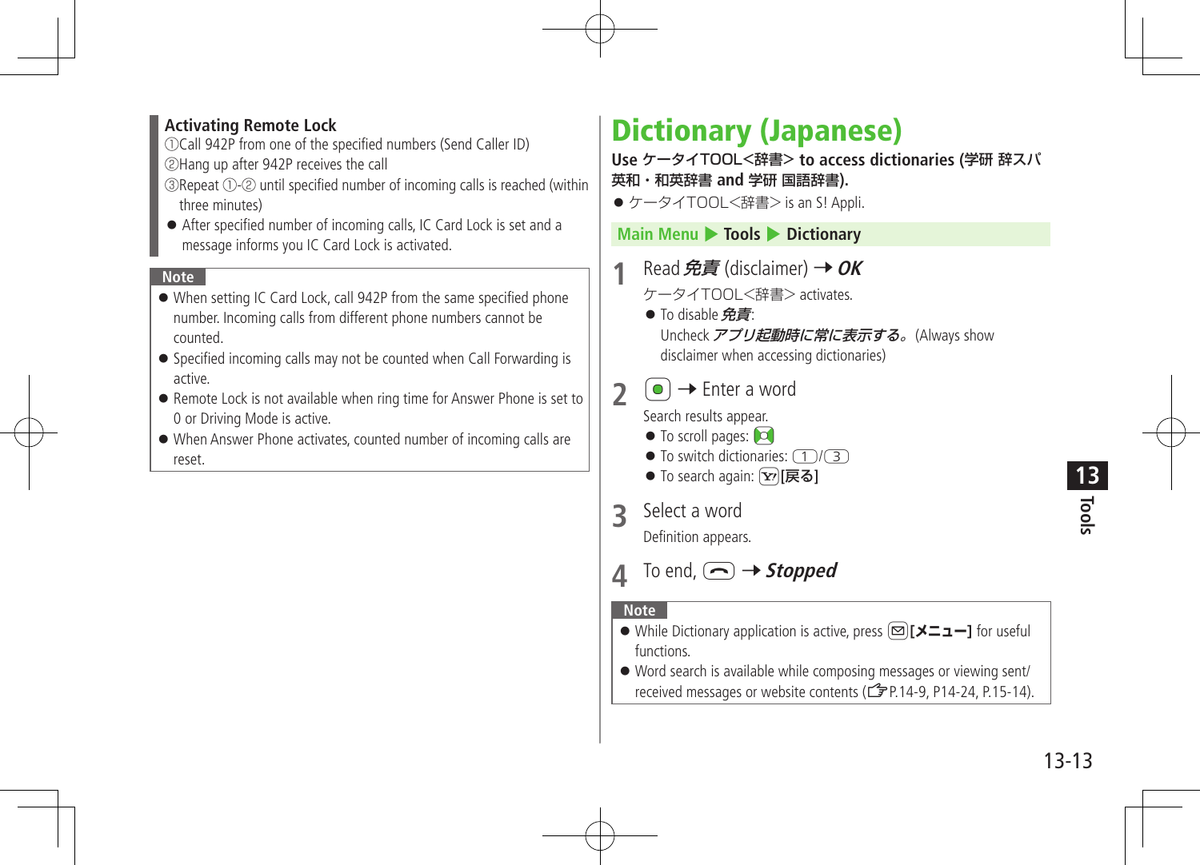**Activating Remote Lock**

①Call 942P from one of the specified numbers (Send Caller ID)
②Hang up after 942P receives the call
③Repeat ①-② until specified number of incoming calls is reached (within three minutes)

- After specified number of incoming calls, IC Card Lock is set and a message informs you IC Card Lock is activated.

**Note**

- When setting IC Card Lock, call 942P from the same specified phone number. Incoming calls from different phone numbers cannot be counted.
- Specified incoming calls may not be counted when Call Forwarding is active.
- Remote Lock is not available when ring time for Answer Phone is set to 0 or Driving Mode is active.
- When Answer Phone activates, counted number of incoming calls are reset.

# Dictionary (Japanese)

**Use ケータイTOOL<辞書> to access dictionaries (学研 辞スパ英和・和英辞書 and 学研 国語辞書).**

- ケータイTOOL<辞書> is an S! Appli.

**Main Menu ▶ Tools ▶ Dictionary**

**1** Read ***免責*** (disclaimer) → ***OK***

ケータイTOOL<辞書> activates.

- To disable ***免責***:
  Uncheck ***アプリ起動時に常に表示する。*** (Always show disclaimer when accessing dictionaries)

**2** [●] → Enter a word

Search results appear.

- To scroll pages: [◎]
- To switch dictionaries: [1]/[3]
- To search again: [Y!]**[戻る]**

**3** Select a word

Definition appears.

**4** To end, [⌒] → ***Stopped***

**Note**

- While Dictionary application is active, press [✉]**[メニュー]** for useful functions.
- Word search is available while composing messages or viewing sent/received messages or website contents (☞P.14-9, P14-24, P.15-14).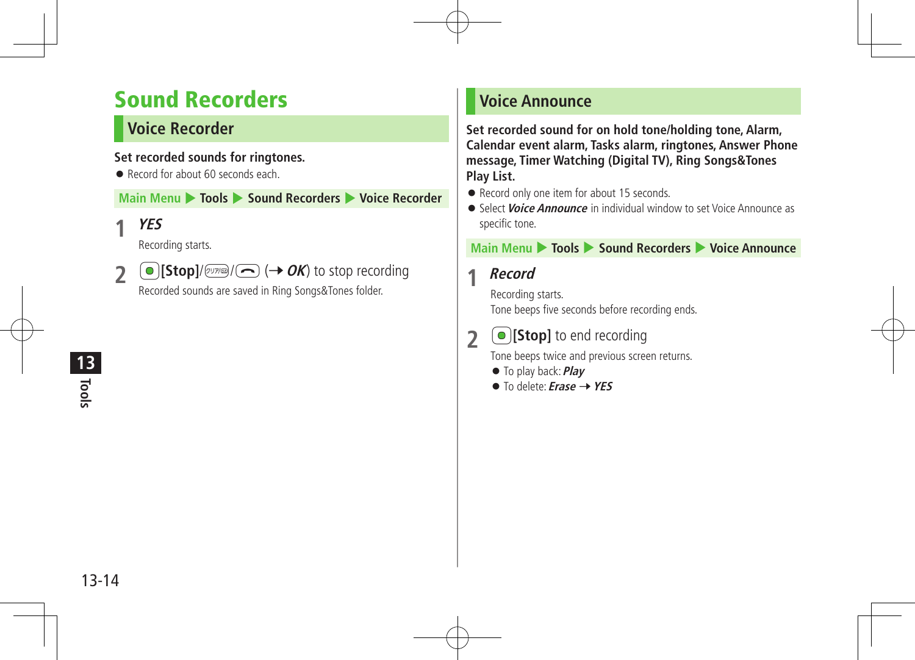# Sound Recorders

## Voice Recorder

**Set recorded sounds for ringtones.**

- Record for about 60 seconds each.

Main Menu ▶ Tools ▶ Sound Recorders ▶ Voice Recorder

**1** ***YES***

Recording starts.

**2** **[Stop]**/クリア/ (→ ***OK***) to stop recording

Recorded sounds are saved in Ring Songs&Tones folder.

## Voice Announce

**Set recorded sound for on hold tone/holding tone, Alarm, Calendar event alarm, Tasks alarm, ringtones, Answer Phone message, Timer Watching (Digital TV), Ring Songs&Tones Play List.**

- Record only one item for about 15 seconds.
- Select ***Voice Announce*** in individual window to set Voice Announce as specific tone.

Main Menu ▶ Tools ▶ Sound Recorders ▶ Voice Announce

**1** ***Record***

Recording starts.
Tone beeps five seconds before recording ends.

**2** **[Stop]** to end recording

Tone beeps twice and previous screen returns.

- To play back: ***Play***
- To delete: ***Erase*** → ***YES***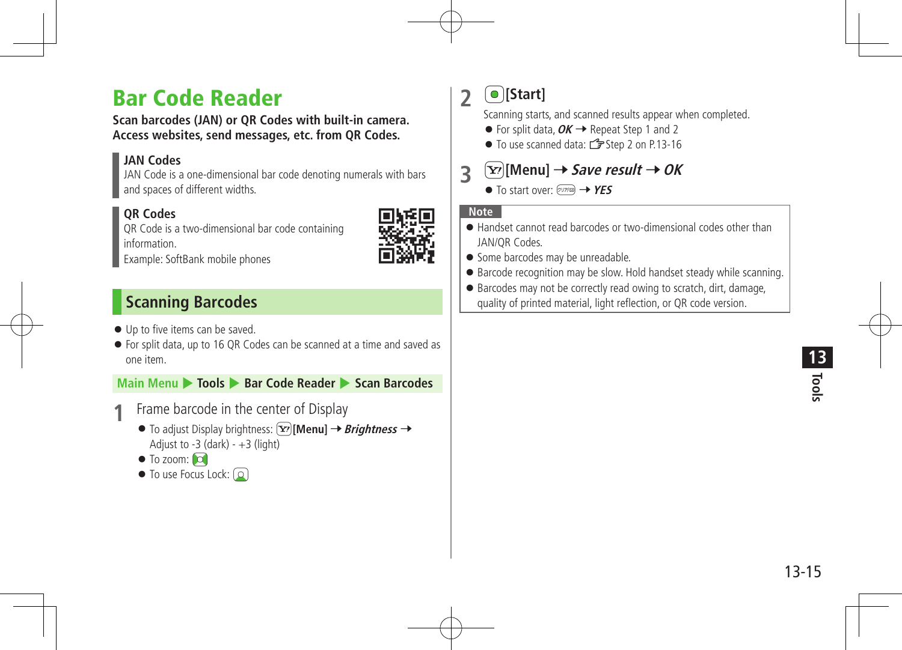# Bar Code Reader

**Scan barcodes (JAN) or QR Codes with built-in camera. Access websites, send messages, etc. from QR Codes.**

**JAN Codes**
JAN Code is a one-dimensional bar code denoting numerals with bars and spaces of different widths.

**QR Codes**
QR Code is a two-dimensional bar code containing information.
Example: SoftBank mobile phones

## Scanning Barcodes

- Up to five items can be saved.
- For split data, up to 16 QR Codes can be scanned at a time and saved as one item.

**Main Menu ▶ Tools ▶ Bar Code Reader ▶ Scan Barcodes**

**1** Frame barcode in the center of Display

- To adjust Display brightness: **[Menu]** → ***Brightness*** → Adjust to -3 (dark) - +3 (light)
- To zoom:
- To use Focus Lock:

**2** **[Start]**

Scanning starts, and scanned results appear when completed.

- For split data, ***OK*** → Repeat Step 1 and 2
- To use scanned data: ☞Step 2 on P.13-16

**3** **[Menu]** → ***Save result*** → ***OK***

- To start over: → ***YES***

**Note**

- Handset cannot read barcodes or two-dimensional codes other than JAN/QR Codes.
- Some barcodes may be unreadable.
- Barcode recognition may be slow. Hold handset steady while scanning.
- Barcodes may not be correctly read owing to scratch, dirt, damage, quality of printed material, light reflection, or QR code version.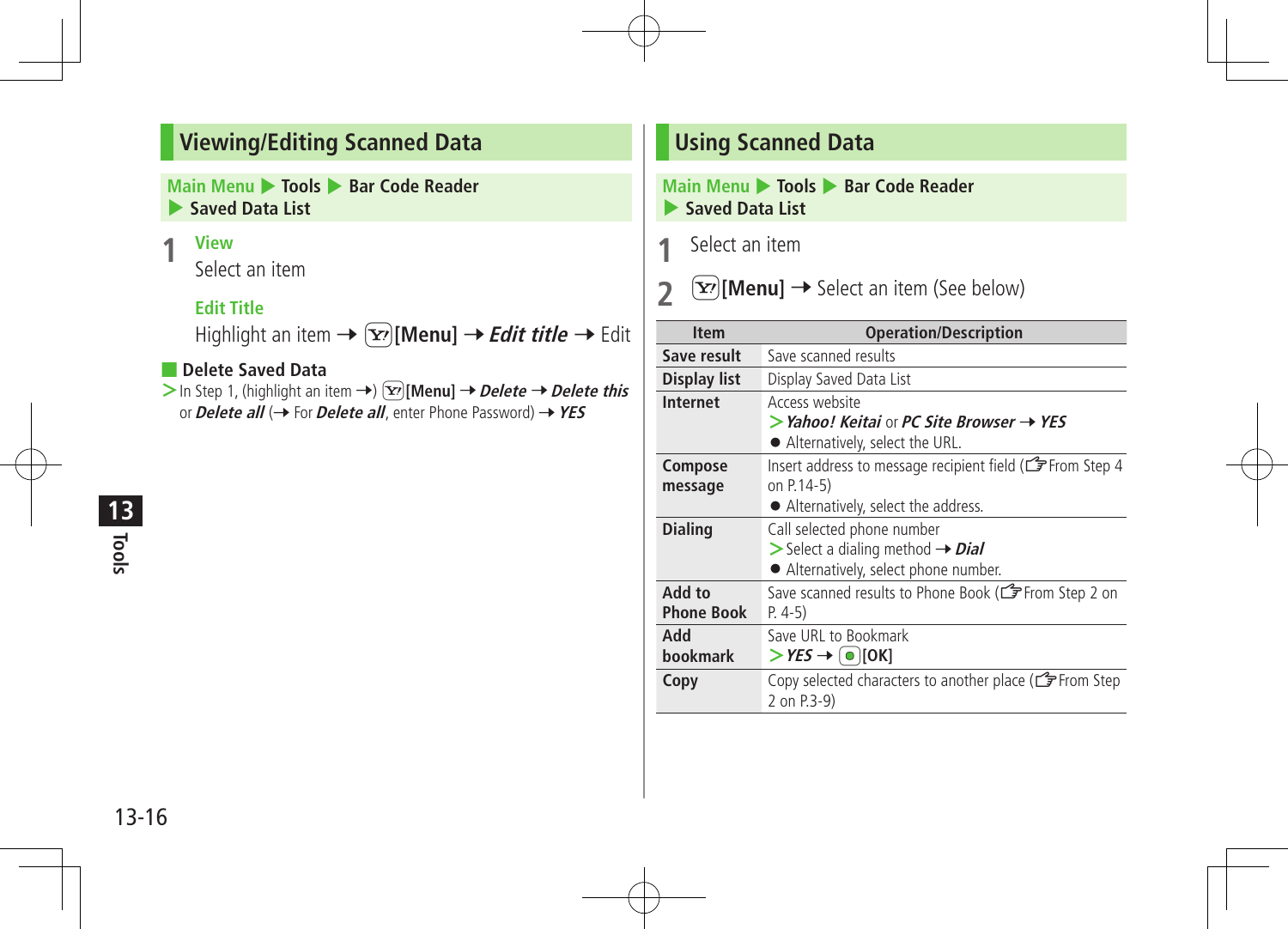## Viewing/Editing Scanned Data

Main Menu ▶ Tools ▶ Bar Code Reader ▶ Saved Data List

**1** **View**

Select an item

**Edit Title**

Highlight an item → [Y!][Menu] → ***Edit title*** → Edit

### Delete Saved Data

> In Step 1, (highlight an item →) [Y!][Menu] → ***Delete*** → ***Delete this*** or ***Delete all*** (→ For ***Delete all***, enter Phone Password) → ***YES***

## Using Scanned Data

Main Menu ▶ Tools ▶ Bar Code Reader ▶ Saved Data List

**1** Select an item

**2** [Y!][Menu] → Select an item (See below)

| Item | Operation/Description |
|---|---|
| **Save result** | Save scanned results |
| **Display list** | Display Saved Data List |
| **Internet** | Access website<br>> ***Yahoo! Keitai*** or ***PC Site Browser*** → ***YES***<br>● Alternatively, select the URL. |
| **Compose message** | Insert address to message recipient field (☞From Step 4 on P.14-5)<br>● Alternatively, select the address. |
| **Dialing** | Call selected phone number<br>> Select a dialing method → ***Dial***<br>● Alternatively, select phone number. |
| **Add to Phone Book** | Save scanned results to Phone Book (☞From Step 2 on P. 4-5) |
| **Add bookmark** | Save URL to Bookmark<br>> ***YES*** → [●][OK] |
| **Copy** | Copy selected characters to another place (☞From Step 2 on P.3-9) |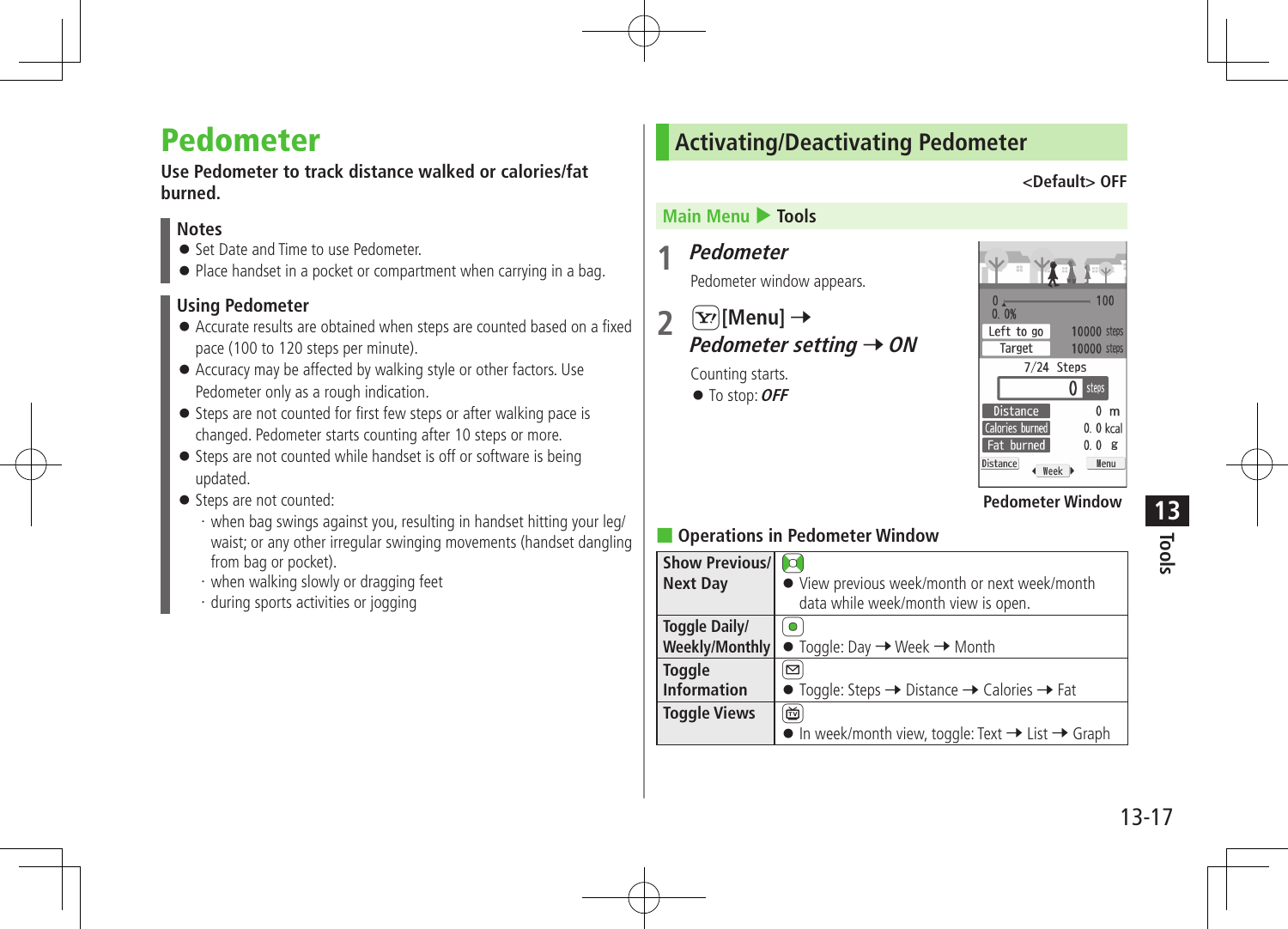# Pedometer

**Use Pedometer to track distance walked or calories/fat burned.**

**Notes**

- Set Date and Time to use Pedometer.
- Place handset in a pocket or compartment when carrying in a bag.

**Using Pedometer**

- Accurate results are obtained when steps are counted based on a fixed pace (100 to 120 steps per minute).
- Accuracy may be affected by walking style or other factors. Use Pedometer only as a rough indication.
- Steps are not counted for first few steps or after walking pace is changed. Pedometer starts counting after 10 steps or more.
- Steps are not counted while handset is off or software is being updated.
- Steps are not counted:
  - · when bag swings against you, resulting in handset hitting your leg/waist; or any other irregular swinging movements (handset dangling from bag or pocket).
  - · when walking slowly or dragging feet
  - · during sports activities or jogging

## Activating/Deactivating Pedometer

**<Default> OFF**

**Main Menu ▶ Tools**

**1** ***Pedometer***

Pedometer window appears.

**2** **[Menu] →** ***Pedometer setting → ON***

Counting starts.

- To stop: ***OFF***

**Pedometer Window**

### Operations in Pedometer Window

| | |
|---|---|
| **Show Previous/ Next Day** | ● View previous week/month or next week/month data while week/month view is open. |
| **Toggle Daily/ Weekly/Monthly** | ● Toggle: Day → Week → Month |
| **Toggle Information** | ● Toggle: Steps → Distance → Calories → Fat |
| **Toggle Views** | ● In week/month view, toggle: Text → List → Graph |

13 Tools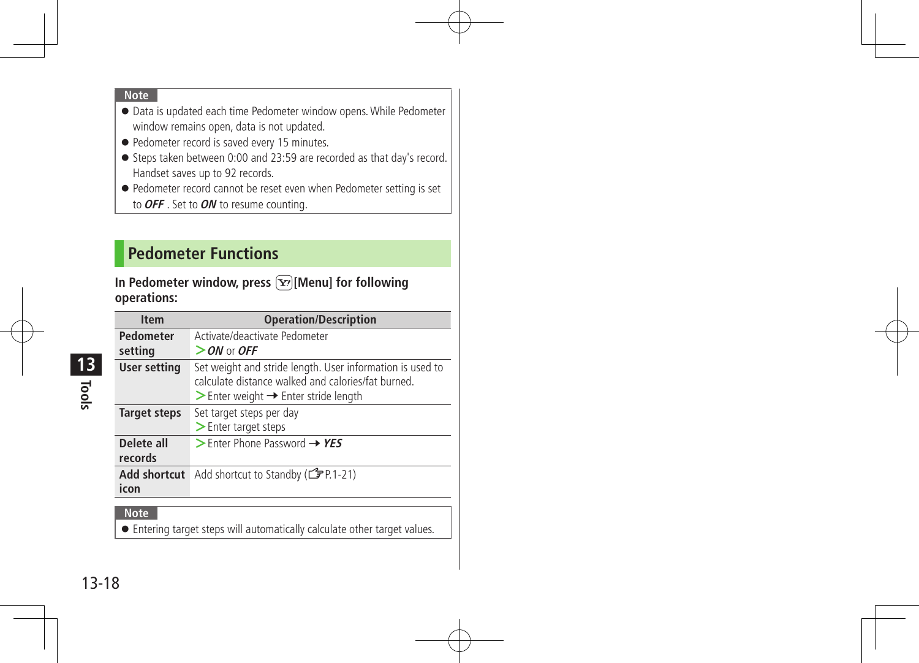**Note**

- Data is updated each time Pedometer window opens. While Pedometer window remains open, data is not updated.
- Pedometer record is saved every 15 minutes.
- Steps taken between 0:00 and 23:59 are recorded as that day's record. Handset saves up to 92 records.
- Pedometer record cannot be reset even when Pedometer setting is set to ***OFF*** . Set to ***ON*** to resume counting.

## Pedometer Functions

**In Pedometer window, press [Menu] for following operations:**

| Item | Operation/Description |
|---|---|
| **Pedometer setting** | Activate/deactivate Pedometer<br>> ***ON*** or ***OFF*** |
| **User setting** | Set weight and stride length. User information is used to calculate distance walked and calories/fat burned.<br>> Enter weight → Enter stride length |
| **Target steps** | Set target steps per day<br>> Enter target steps |
| **Delete all records** | > Enter Phone Password → ***YES*** |
| **Add shortcut icon** | Add shortcut to Standby (☞P.1-21) |

**Note**

- Entering target steps will automatically calculate other target values.